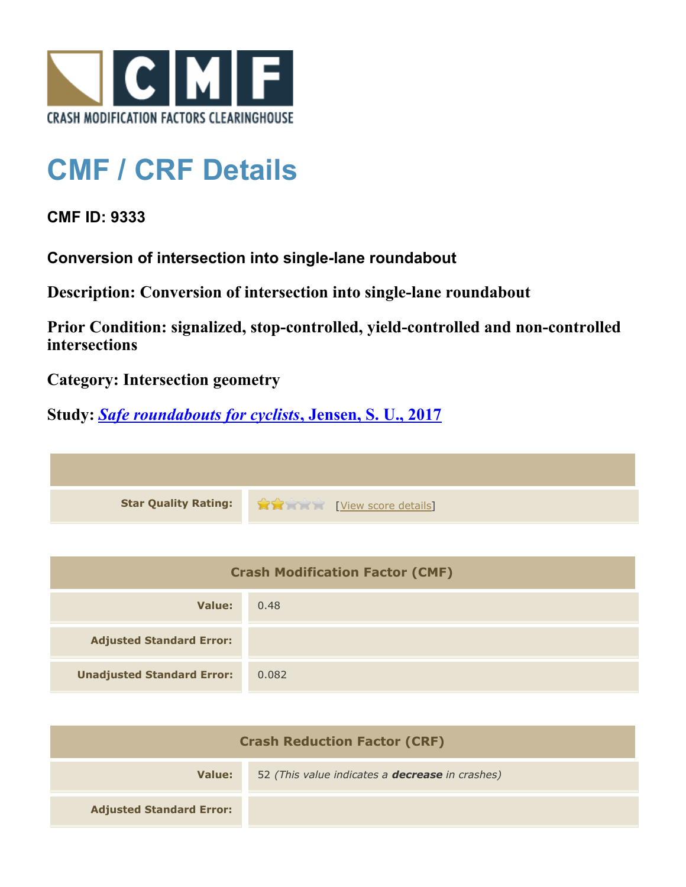CRASH MODIFICATION FACTORS CLEARINGHOUSE

# CMF / CRF Details

## CMF ID: 9333

### Conversion of intersection into single-lane roundabout

**Description: Conversion of intersection into single-lane roundabout**

**Prior Condition: signalized, stop-controlled, yield-controlled and non-controlled intersections**

**Category: Intersection geometry**

**Study: *Safe roundabouts for cyclists*, Jensen, S. U., 2017**

| | |
|---|---|
| **Star Quality Rating:** | 2 of 5 stars [View score details] |

| Crash Modification Factor (CMF) | |
|---|---|
| **Value:** | 0.48 |
| **Adjusted Standard Error:** | |
| **Unadjusted Standard Error:** | 0.082 |

| Crash Reduction Factor (CRF) | |
|---|---|
| **Value:** | 52 *(This value indicates a **decrease** in crashes)* |
| **Adjusted Standard Error:** | |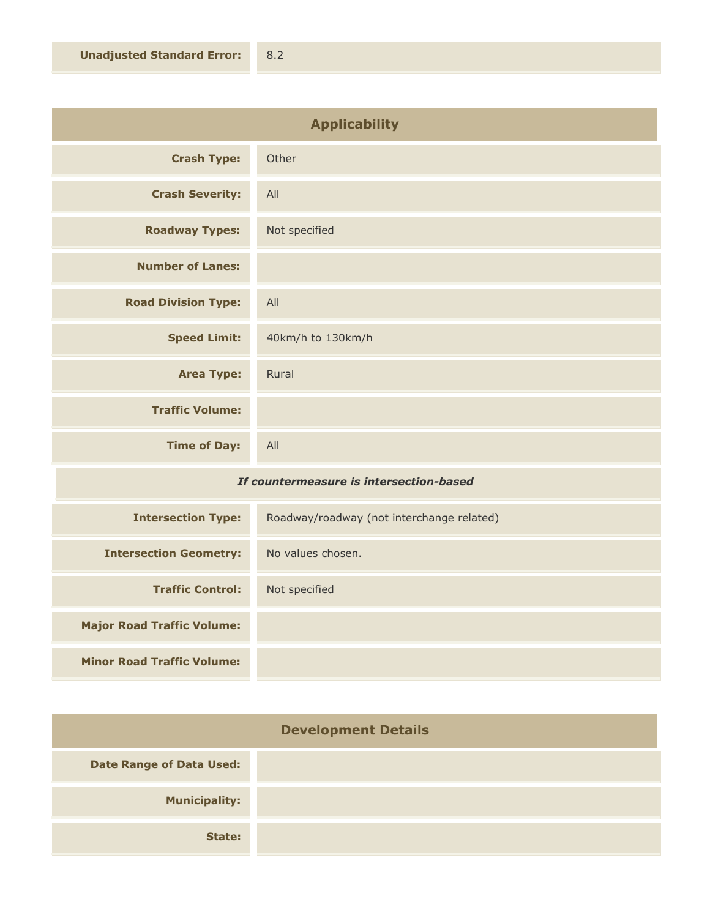| | |
|---|---|
| **Unadjusted Standard Error:** | 8.2 |

## Applicability

| | |
|---|---|
| **Crash Type:** | Other |
| **Crash Severity:** | All |
| **Roadway Types:** | Not specified |
| **Number of Lanes:** | |
| **Road Division Type:** | All |
| **Speed Limit:** | 40km/h to 130km/h |
| **Area Type:** | Rural |
| **Traffic Volume:** | |
| **Time of Day:** | All |

*If countermeasure is intersection-based*

| | |
|---|---|
| **Intersection Type:** | Roadway/roadway (not interchange related) |
| **Intersection Geometry:** | No values chosen. |
| **Traffic Control:** | Not specified |
| **Major Road Traffic Volume:** | |
| **Minor Road Traffic Volume:** | |

## Development Details

| | |
|---|---|
| **Date Range of Data Used:** | |
| **Municipality:** | |
| **State:** | |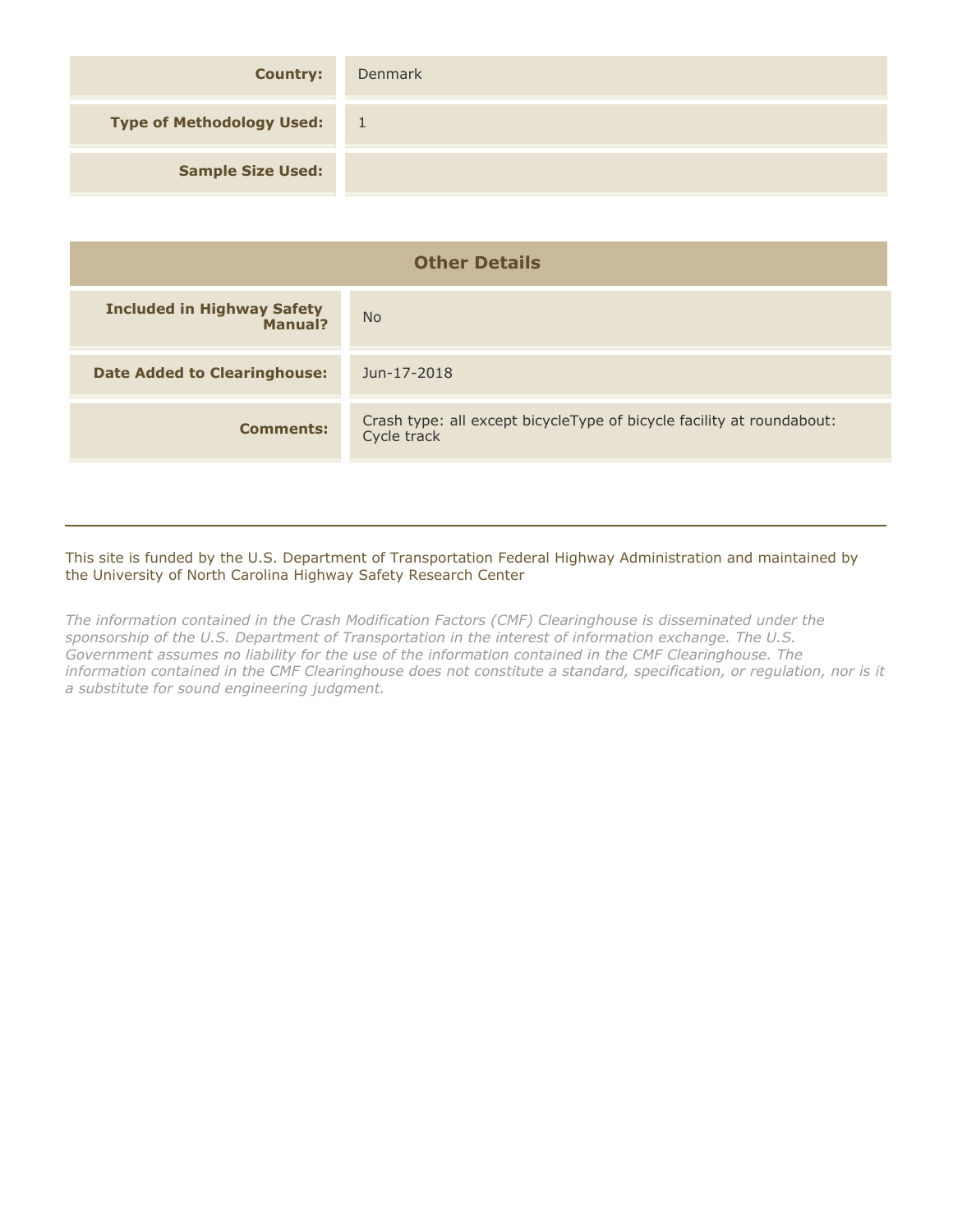| | |
|---|---|
| **Country:** | Denmark |
| **Type of Methodology Used:** | 1 |
| **Sample Size Used:** | |

## Other Details

| | |
|---|---|
| **Included in Highway Safety Manual?** | No |
| **Date Added to Clearinghouse:** | Jun-17-2018 |
| **Comments:** | Crash type: all except bicycleType of bicycle facility at roundabout: Cycle track |

---

This site is funded by the U.S. Department of Transportation Federal Highway Administration and maintained by the University of North Carolina Highway Safety Research Center

*The information contained in the Crash Modification Factors (CMF) Clearinghouse is disseminated under the sponsorship of the U.S. Department of Transportation in the interest of information exchange. The U.S. Government assumes no liability for the use of the information contained in the CMF Clearinghouse. The information contained in the CMF Clearinghouse does not constitute a standard, specification, or regulation, nor is it a substitute for sound engineering judgment.*